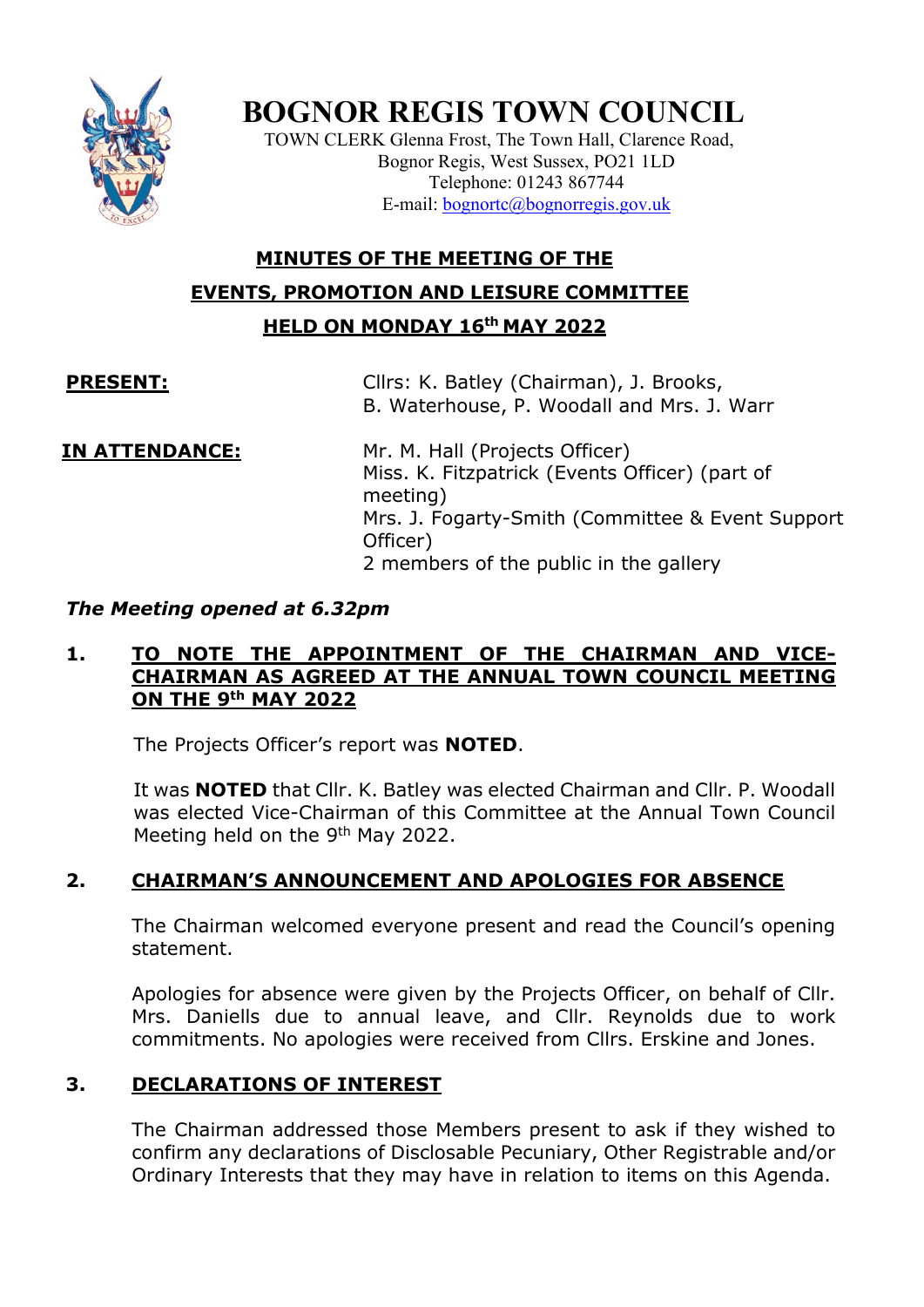# BOGNOR REGIS TOWN COUNCIL

TOWN CLERK Glenna Frost, The Town Hall, Clarence Road,
Bognor Regis, West Sussex, PO21 1LD
Telephone: 01243 867744
E-mail: bognortc@bognorregis.gov.uk

## MINUTES OF THE MEETING OF THE EVENTS, PROMOTION AND LEISURE COMMITTEE HELD ON MONDAY 16th MAY 2022

**PRESENT:** Cllrs: K. Batley (Chairman), J. Brooks, B. Waterhouse, P. Woodall and Mrs. J. Warr

**IN ATTENDANCE:** Mr. M. Hall (Projects Officer)
Miss. K. Fitzpatrick (Events Officer) (part of meeting)
Mrs. J. Fogarty-Smith (Committee & Event Support Officer)
2 members of the public in the gallery

***The Meeting opened at 6.32pm***

### 1. TO NOTE THE APPOINTMENT OF THE CHAIRMAN AND VICE-CHAIRMAN AS AGREED AT THE ANNUAL TOWN COUNCIL MEETING ON THE 9th MAY 2022

The Projects Officer's report was **NOTED**.

It was **NOTED** that Cllr. K. Batley was elected Chairman and Cllr. P. Woodall was elected Vice-Chairman of this Committee at the Annual Town Council Meeting held on the 9th May 2022.

### 2. CHAIRMAN'S ANNOUNCEMENT AND APOLOGIES FOR ABSENCE

The Chairman welcomed everyone present and read the Council's opening statement.

Apologies for absence were given by the Projects Officer, on behalf of Cllr. Mrs. Daniells due to annual leave, and Cllr. Reynolds due to work commitments. No apologies were received from Cllrs. Erskine and Jones.

### 3. DECLARATIONS OF INTEREST

The Chairman addressed those Members present to ask if they wished to confirm any declarations of Disclosable Pecuniary, Other Registrable and/or Ordinary Interests that they may have in relation to items on this Agenda.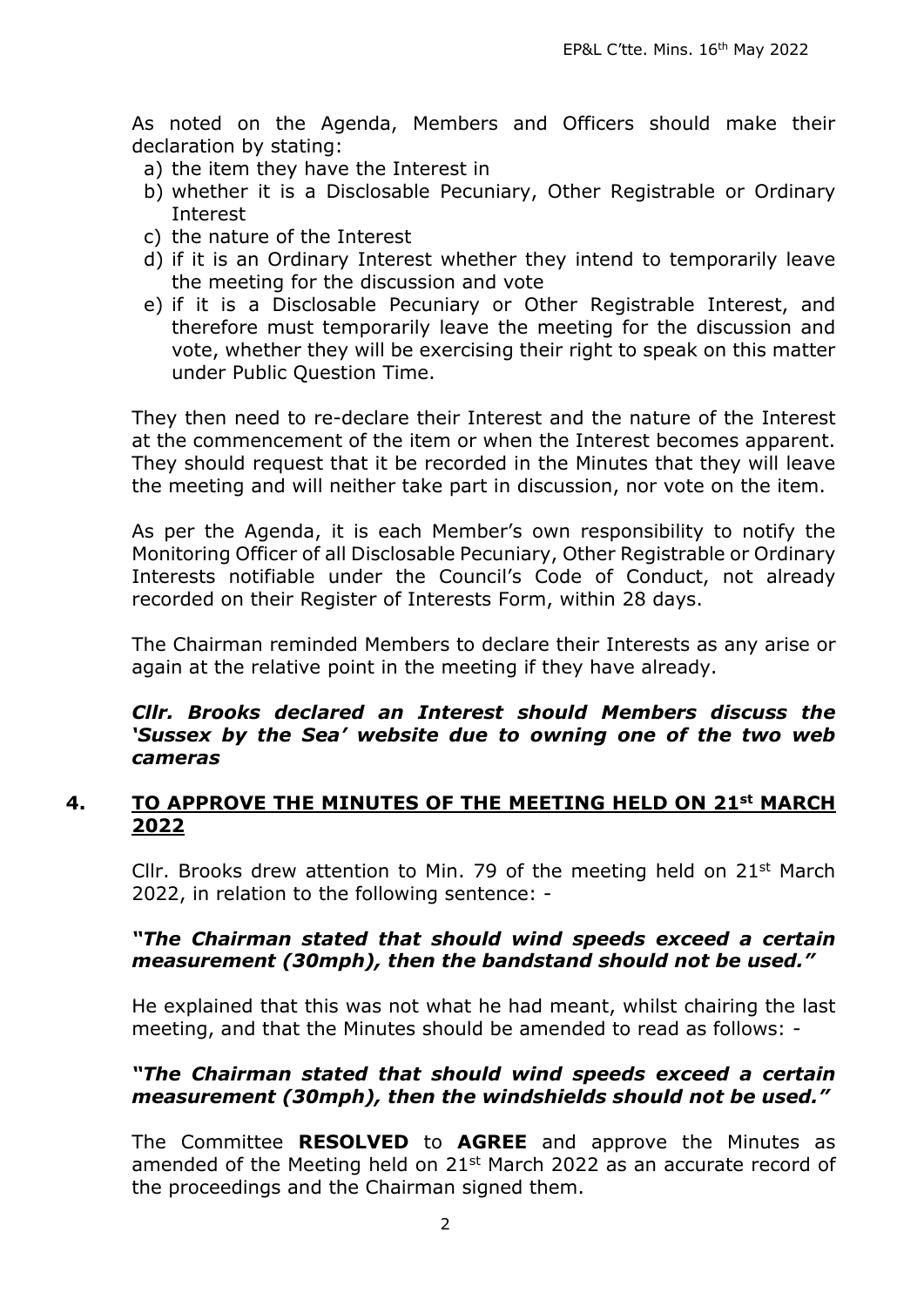As noted on the Agenda, Members and Officers should make their declaration by stating:

a) the item they have the Interest in
b) whether it is a Disclosable Pecuniary, Other Registrable or Ordinary Interest
c) the nature of the Interest
d) if it is an Ordinary Interest whether they intend to temporarily leave the meeting for the discussion and vote
e) if it is a Disclosable Pecuniary or Other Registrable Interest, and therefore must temporarily leave the meeting for the discussion and vote, whether they will be exercising their right to speak on this matter under Public Question Time.

They then need to re-declare their Interest and the nature of the Interest at the commencement of the item or when the Interest becomes apparent. They should request that it be recorded in the Minutes that they will leave the meeting and will neither take part in discussion, nor vote on the item.

As per the Agenda, it is each Member's own responsibility to notify the Monitoring Officer of all Disclosable Pecuniary, Other Registrable or Ordinary Interests notifiable under the Council's Code of Conduct, not already recorded on their Register of Interests Form, within 28 days.

The Chairman reminded Members to declare their Interests as any arise or again at the relative point in the meeting if they have already.

***Cllr. Brooks declared an Interest should Members discuss the 'Sussex by the Sea' website due to owning one of the two web cameras***

## 4. TO APPROVE THE MINUTES OF THE MEETING HELD ON 21st MARCH 2022

Cllr. Brooks drew attention to Min. 79 of the meeting held on 21st March 2022, in relation to the following sentence: -

***"The Chairman stated that should wind speeds exceed a certain measurement (30mph), then the bandstand should not be used."***

He explained that this was not what he had meant, whilst chairing the last meeting, and that the Minutes should be amended to read as follows: -

***"The Chairman stated that should wind speeds exceed a certain measurement (30mph), then the windshields should not be used."***

The Committee **RESOLVED** to **AGREE** and approve the Minutes as amended of the Meeting held on 21st March 2022 as an accurate record of the proceedings and the Chairman signed them.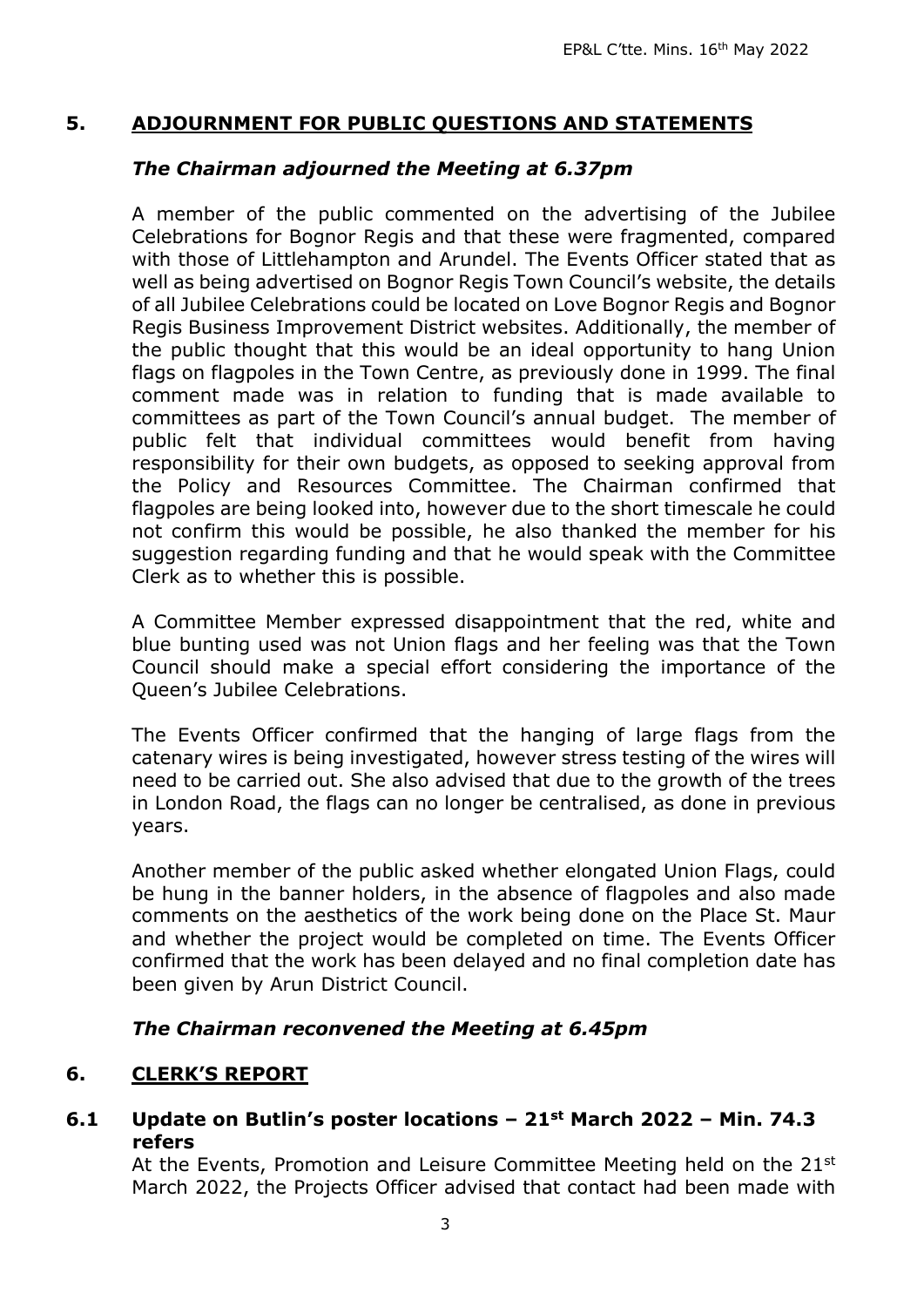## 5. ADJOURNMENT FOR PUBLIC QUESTIONS AND STATEMENTS

***The Chairman adjourned the Meeting at 6.37pm***

A member of the public commented on the advertising of the Jubilee Celebrations for Bognor Regis and that these were fragmented, compared with those of Littlehampton and Arundel. The Events Officer stated that as well as being advertised on Bognor Regis Town Council's website, the details of all Jubilee Celebrations could be located on Love Bognor Regis and Bognor Regis Business Improvement District websites. Additionally, the member of the public thought that this would be an ideal opportunity to hang Union flags on flagpoles in the Town Centre, as previously done in 1999. The final comment made was in relation to funding that is made available to committees as part of the Town Council's annual budget. The member of public felt that individual committees would benefit from having responsibility for their own budgets, as opposed to seeking approval from the Policy and Resources Committee. The Chairman confirmed that flagpoles are being looked into, however due to the short timescale he could not confirm this would be possible, he also thanked the member for his suggestion regarding funding and that he would speak with the Committee Clerk as to whether this is possible.

A Committee Member expressed disappointment that the red, white and blue bunting used was not Union flags and her feeling was that the Town Council should make a special effort considering the importance of the Queen's Jubilee Celebrations.

The Events Officer confirmed that the hanging of large flags from the catenary wires is being investigated, however stress testing of the wires will need to be carried out. She also advised that due to the growth of the trees in London Road, the flags can no longer be centralised, as done in previous years.

Another member of the public asked whether elongated Union Flags, could be hung in the banner holders, in the absence of flagpoles and also made comments on the aesthetics of the work being done on the Place St. Maur and whether the project would be completed on time. The Events Officer confirmed that the work has been delayed and no final completion date has been given by Arun District Council.

***The Chairman reconvened the Meeting at 6.45pm***

## 6. CLERK'S REPORT

### 6.1 Update on Butlin's poster locations – 21st March 2022 – Min. 74.3 refers

At the Events, Promotion and Leisure Committee Meeting held on the 21st March 2022, the Projects Officer advised that contact had been made with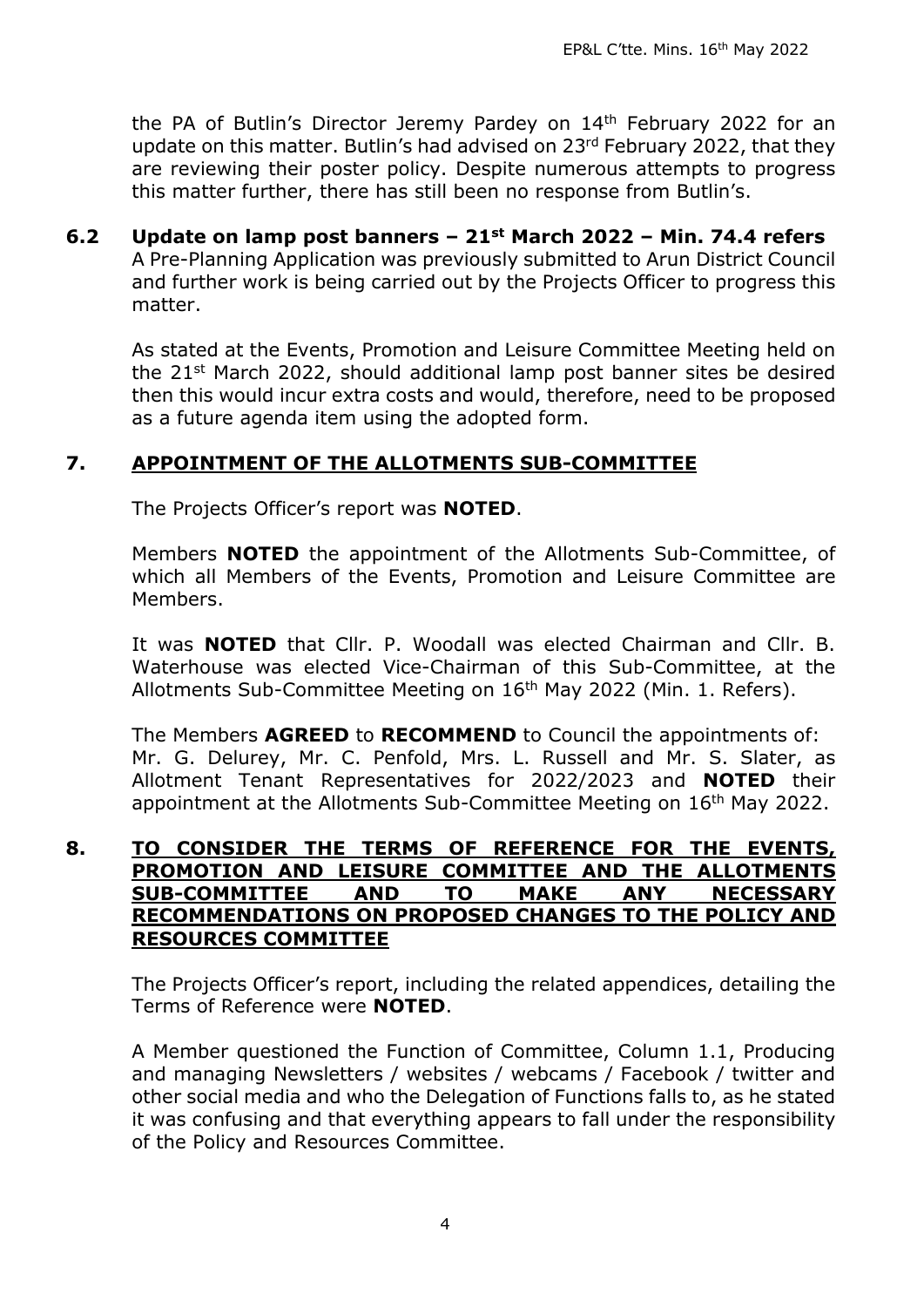the PA of Butlin's Director Jeremy Pardey on 14th February 2022 for an update on this matter. Butlin's had advised on 23rd February 2022, that they are reviewing their poster policy. Despite numerous attempts to progress this matter further, there has still been no response from Butlin's.

### 6.2 Update on lamp post banners – 21st March 2022 – Min. 74.4 refers

A Pre-Planning Application was previously submitted to Arun District Council and further work is being carried out by the Projects Officer to progress this matter.

As stated at the Events, Promotion and Leisure Committee Meeting held on the 21st March 2022, should additional lamp post banner sites be desired then this would incur extra costs and would, therefore, need to be proposed as a future agenda item using the adopted form.

## 7. APPOINTMENT OF THE ALLOTMENTS SUB-COMMITTEE

The Projects Officer's report was **NOTED**.

Members **NOTED** the appointment of the Allotments Sub-Committee, of which all Members of the Events, Promotion and Leisure Committee are Members.

It was **NOTED** that Cllr. P. Woodall was elected Chairman and Cllr. B. Waterhouse was elected Vice-Chairman of this Sub-Committee, at the Allotments Sub-Committee Meeting on 16th May 2022 (Min. 1. Refers).

The Members **AGREED** to **RECOMMEND** to Council the appointments of:
Mr. G. Delurey, Mr. C. Penfold, Mrs. L. Russell and Mr. S. Slater, as Allotment Tenant Representatives for 2022/2023 and **NOTED** their appointment at the Allotments Sub-Committee Meeting on 16th May 2022.

## 8. TO CONSIDER THE TERMS OF REFERENCE FOR THE EVENTS, PROMOTION AND LEISURE COMMITTEE AND THE ALLOTMENTS SUB-COMMITTEE AND TO MAKE ANY NECESSARY RECOMMENDATIONS ON PROPOSED CHANGES TO THE POLICY AND RESOURCES COMMITTEE

The Projects Officer's report, including the related appendices, detailing the Terms of Reference were **NOTED**.

A Member questioned the Function of Committee, Column 1.1, Producing and managing Newsletters / websites / webcams / Facebook / twitter and other social media and who the Delegation of Functions falls to, as he stated it was confusing and that everything appears to fall under the responsibility of the Policy and Resources Committee.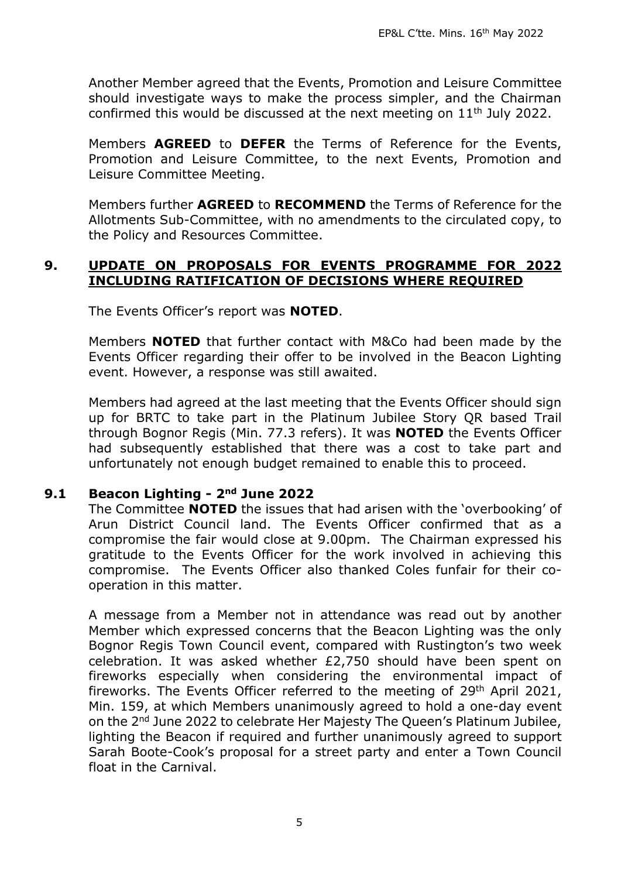Another Member agreed that the Events, Promotion and Leisure Committee should investigate ways to make the process simpler, and the Chairman confirmed this would be discussed at the next meeting on 11th July 2022.

Members **AGREED** to **DEFER** the Terms of Reference for the Events, Promotion and Leisure Committee, to the next Events, Promotion and Leisure Committee Meeting.

Members further **AGREED** to **RECOMMEND** the Terms of Reference for the Allotments Sub-Committee, with no amendments to the circulated copy, to the Policy and Resources Committee.

## 9. UPDATE ON PROPOSALS FOR EVENTS PROGRAMME FOR 2022 INCLUDING RATIFICATION OF DECISIONS WHERE REQUIRED

The Events Officer's report was **NOTED**.

Members **NOTED** that further contact with M&Co had been made by the Events Officer regarding their offer to be involved in the Beacon Lighting event. However, a response was still awaited.

Members had agreed at the last meeting that the Events Officer should sign up for BRTC to take part in the Platinum Jubilee Story QR based Trail through Bognor Regis (Min. 77.3 refers). It was **NOTED** the Events Officer had subsequently established that there was a cost to take part and unfortunately not enough budget remained to enable this to proceed.

### 9.1 Beacon Lighting - 2nd June 2022

The Committee **NOTED** the issues that had arisen with the 'overbooking' of Arun District Council land. The Events Officer confirmed that as a compromise the fair would close at 9.00pm. The Chairman expressed his gratitude to the Events Officer for the work involved in achieving this compromise. The Events Officer also thanked Coles funfair for their co-operation in this matter.

A message from a Member not in attendance was read out by another Member which expressed concerns that the Beacon Lighting was the only Bognor Regis Town Council event, compared with Rustington's two week celebration. It was asked whether £2,750 should have been spent on fireworks especially when considering the environmental impact of fireworks. The Events Officer referred to the meeting of 29th April 2021, Min. 159, at which Members unanimously agreed to hold a one-day event on the 2nd June 2022 to celebrate Her Majesty The Queen's Platinum Jubilee, lighting the Beacon if required and further unanimously agreed to support Sarah Boote-Cook's proposal for a street party and enter a Town Council float in the Carnival.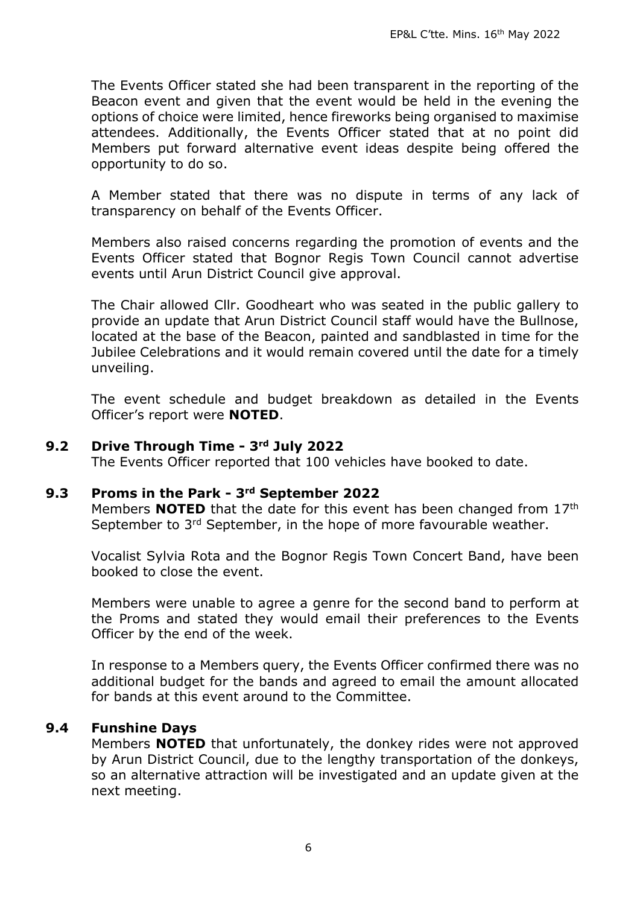The Events Officer stated she had been transparent in the reporting of the Beacon event and given that the event would be held in the evening the options of choice were limited, hence fireworks being organised to maximise attendees. Additionally, the Events Officer stated that at no point did Members put forward alternative event ideas despite being offered the opportunity to do so.

A Member stated that there was no dispute in terms of any lack of transparency on behalf of the Events Officer.

Members also raised concerns regarding the promotion of events and the Events Officer stated that Bognor Regis Town Council cannot advertise events until Arun District Council give approval.

The Chair allowed Cllr. Goodheart who was seated in the public gallery to provide an update that Arun District Council staff would have the Bullnose, located at the base of the Beacon, painted and sandblasted in time for the Jubilee Celebrations and it would remain covered until the date for a timely unveiling.

The event schedule and budget breakdown as detailed in the Events Officer's report were **NOTED**.

### 9.2 Drive Through Time - 3rd July 2022

The Events Officer reported that 100 vehicles have booked to date.

### 9.3 Proms in the Park - 3rd September 2022

Members **NOTED** that the date for this event has been changed from 17th September to 3rd September, in the hope of more favourable weather.

Vocalist Sylvia Rota and the Bognor Regis Town Concert Band, have been booked to close the event.

Members were unable to agree a genre for the second band to perform at the Proms and stated they would email their preferences to the Events Officer by the end of the week.

In response to a Members query, the Events Officer confirmed there was no additional budget for the bands and agreed to email the amount allocated for bands at this event around to the Committee.

### 9.4 Funshine Days

Members **NOTED** that unfortunately, the donkey rides were not approved by Arun District Council, due to the lengthy transportation of the donkeys, so an alternative attraction will be investigated and an update given at the next meeting.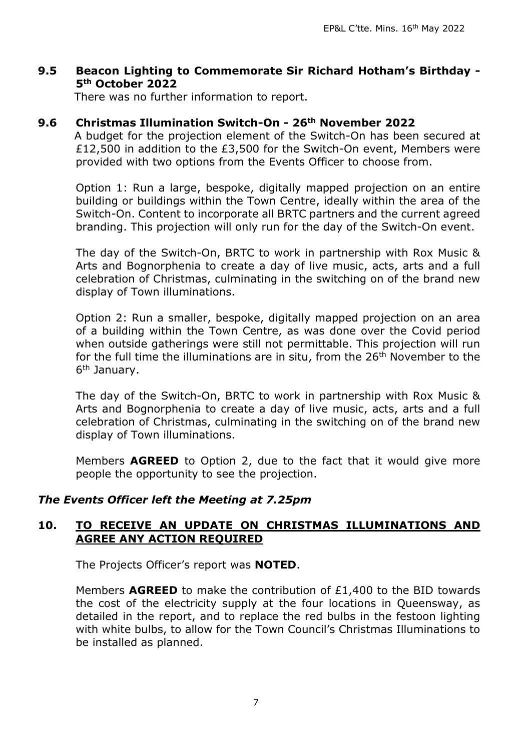### 9.5 Beacon Lighting to Commemorate Sir Richard Hotham's Birthday - 5th October 2022

There was no further information to report.

### 9.6 Christmas Illumination Switch-On - 26th November 2022

A budget for the projection element of the Switch-On has been secured at £12,500 in addition to the £3,500 for the Switch-On event, Members were provided with two options from the Events Officer to choose from.

Option 1: Run a large, bespoke, digitally mapped projection on an entire building or buildings within the Town Centre, ideally within the area of the Switch-On. Content to incorporate all BRTC partners and the current agreed branding. This projection will only run for the day of the Switch-On event.

The day of the Switch-On, BRTC to work in partnership with Rox Music & Arts and Bognorphenia to create a day of live music, acts, arts and a full celebration of Christmas, culminating in the switching on of the brand new display of Town illuminations.

Option 2: Run a smaller, bespoke, digitally mapped projection on an area of a building within the Town Centre, as was done over the Covid period when outside gatherings were still not permittable. This projection will run for the full time the illuminations are in situ, from the 26th November to the 6th January.

The day of the Switch-On, BRTC to work in partnership with Rox Music & Arts and Bognorphenia to create a day of live music, acts, arts and a full celebration of Christmas, culminating in the switching on of the brand new display of Town illuminations.

Members **AGREED** to Option 2, due to the fact that it would give more people the opportunity to see the projection.

***The Events Officer left the Meeting at 7.25pm***

## 10. TO RECEIVE AN UPDATE ON CHRISTMAS ILLUMINATIONS AND AGREE ANY ACTION REQUIRED

The Projects Officer's report was **NOTED**.

Members **AGREED** to make the contribution of £1,400 to the BID towards the cost of the electricity supply at the four locations in Queensway, as detailed in the report, and to replace the red bulbs in the festoon lighting with white bulbs, to allow for the Town Council's Christmas Illuminations to be installed as planned.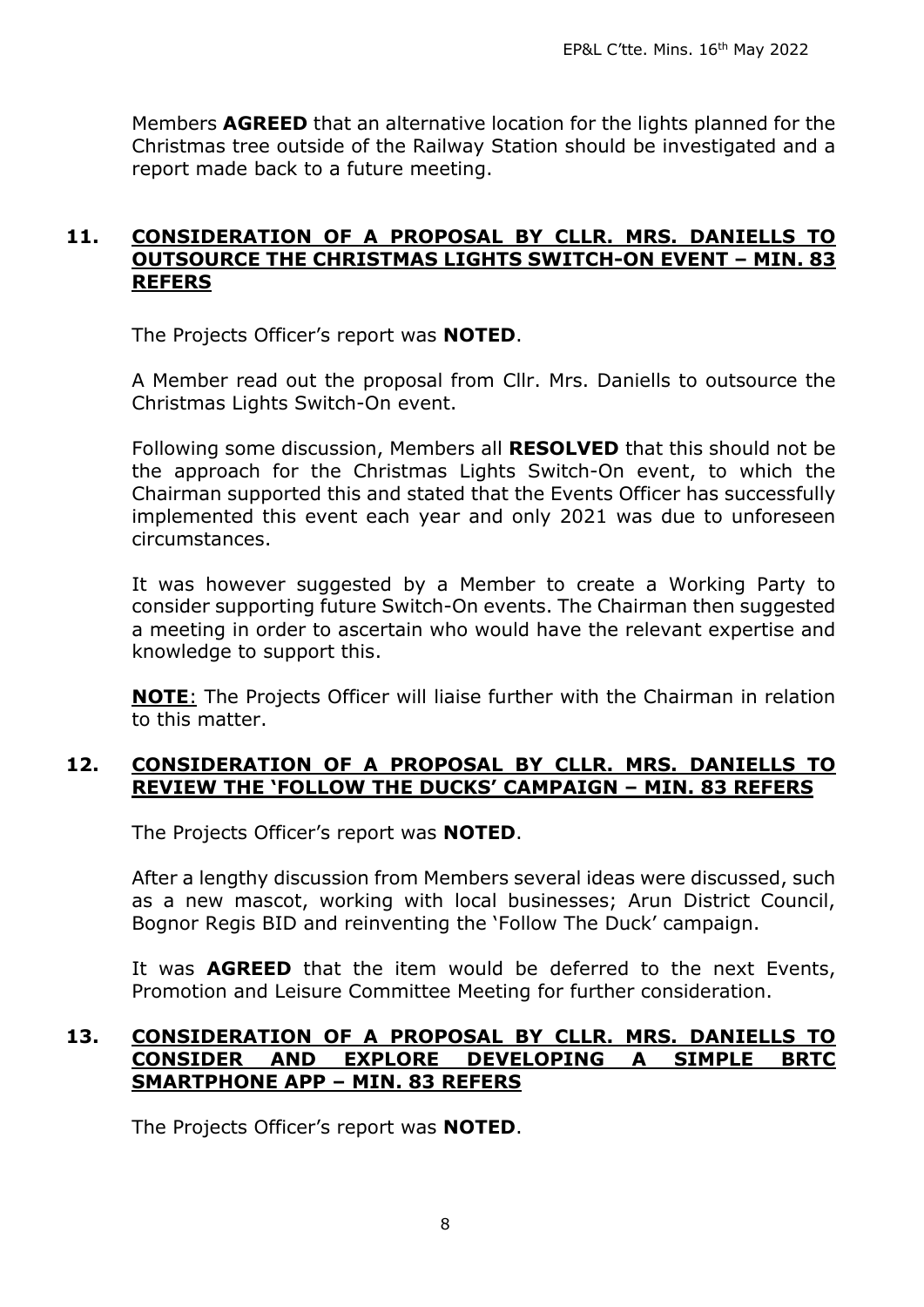Members **AGREED** that an alternative location for the lights planned for the Christmas tree outside of the Railway Station should be investigated and a report made back to a future meeting.

## 11. CONSIDERATION OF A PROPOSAL BY CLLR. MRS. DANIELLS TO OUTSOURCE THE CHRISTMAS LIGHTS SWITCH-ON EVENT – MIN. 83 REFERS

The Projects Officer's report was **NOTED**.

A Member read out the proposal from Cllr. Mrs. Daniells to outsource the Christmas Lights Switch-On event.

Following some discussion, Members all **RESOLVED** that this should not be the approach for the Christmas Lights Switch-On event, to which the Chairman supported this and stated that the Events Officer has successfully implemented this event each year and only 2021 was due to unforeseen circumstances.

It was however suggested by a Member to create a Working Party to consider supporting future Switch-On events. The Chairman then suggested a meeting in order to ascertain who would have the relevant expertise and knowledge to support this.

**NOTE**: The Projects Officer will liaise further with the Chairman in relation to this matter.

## 12. CONSIDERATION OF A PROPOSAL BY CLLR. MRS. DANIELLS TO REVIEW THE 'FOLLOW THE DUCKS' CAMPAIGN – MIN. 83 REFERS

The Projects Officer's report was **NOTED**.

After a lengthy discussion from Members several ideas were discussed, such as a new mascot, working with local businesses; Arun District Council, Bognor Regis BID and reinventing the 'Follow The Duck' campaign.

It was **AGREED** that the item would be deferred to the next Events, Promotion and Leisure Committee Meeting for further consideration.

## 13. CONSIDERATION OF A PROPOSAL BY CLLR. MRS. DANIELLS TO CONSIDER AND EXPLORE DEVELOPING A SIMPLE BRTC SMARTPHONE APP – MIN. 83 REFERS

The Projects Officer's report was **NOTED**.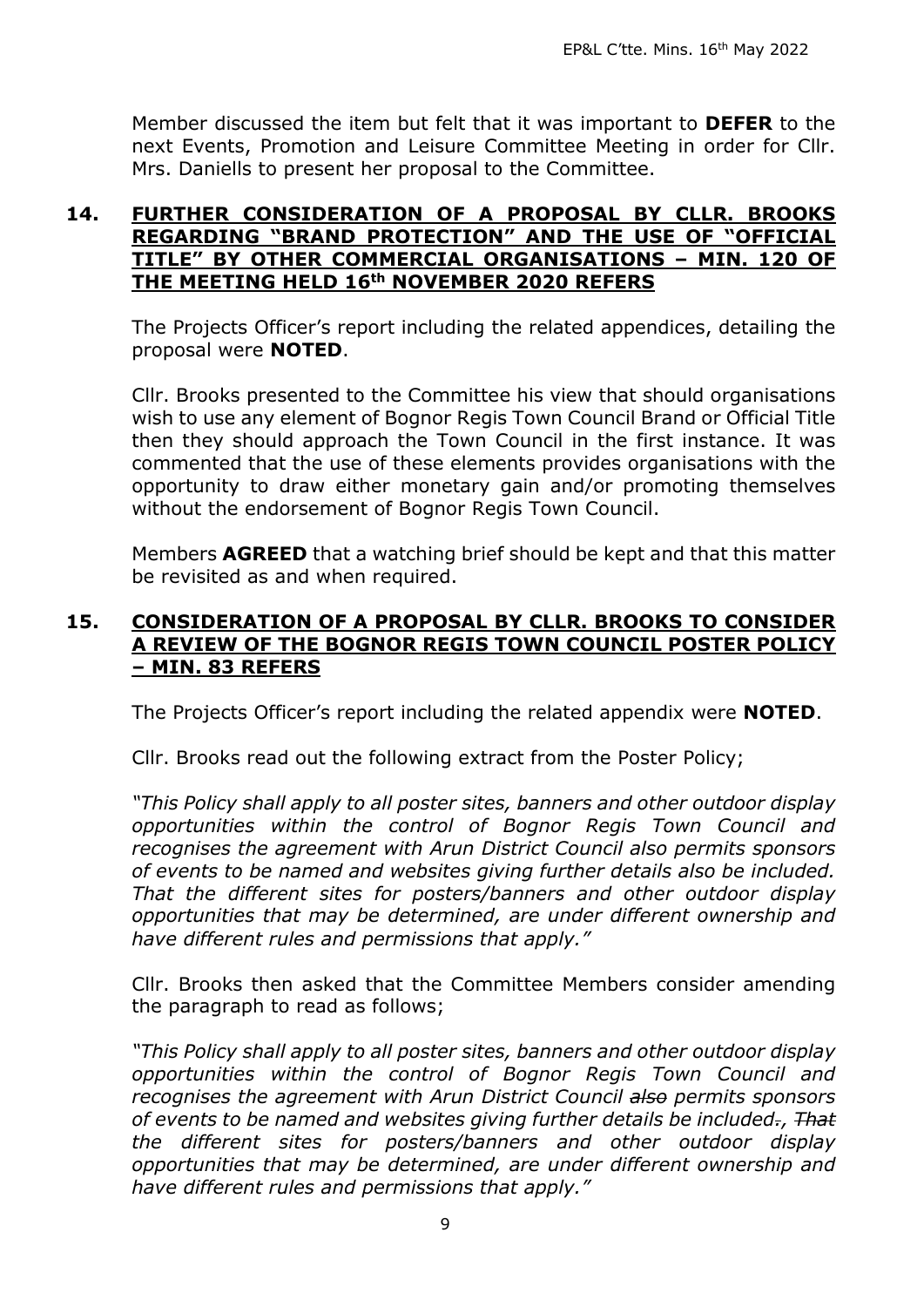Member discussed the item but felt that it was important to **DEFER** to the next Events, Promotion and Leisure Committee Meeting in order for Cllr. Mrs. Daniells to present her proposal to the Committee.

## 14. FURTHER CONSIDERATION OF A PROPOSAL BY CLLR. BROOKS REGARDING "BRAND PROTECTION" AND THE USE OF "OFFICIAL TITLE" BY OTHER COMMERCIAL ORGANISATIONS – MIN. 120 OF THE MEETING HELD 16th NOVEMBER 2020 REFERS

The Projects Officer's report including the related appendices, detailing the proposal were **NOTED**.

Cllr. Brooks presented to the Committee his view that should organisations wish to use any element of Bognor Regis Town Council Brand or Official Title then they should approach the Town Council in the first instance. It was commented that the use of these elements provides organisations with the opportunity to draw either monetary gain and/or promoting themselves without the endorsement of Bognor Regis Town Council.

Members **AGREED** that a watching brief should be kept and that this matter be revisited as and when required.

## 15. CONSIDERATION OF A PROPOSAL BY CLLR. BROOKS TO CONSIDER A REVIEW OF THE BOGNOR REGIS TOWN COUNCIL POSTER POLICY – MIN. 83 REFERS

The Projects Officer's report including the related appendix were **NOTED**.

Cllr. Brooks read out the following extract from the Poster Policy;

*"This Policy shall apply to all poster sites, banners and other outdoor display opportunities within the control of Bognor Regis Town Council and recognises the agreement with Arun District Council also permits sponsors of events to be named and websites giving further details also be included. That the different sites for posters/banners and other outdoor display opportunities that may be determined, are under different ownership and have different rules and permissions that apply."*

Cllr. Brooks then asked that the Committee Members consider amending the paragraph to read as follows;

*"This Policy shall apply to all poster sites, banners and other outdoor display opportunities within the control of Bognor Regis Town Council and recognises the agreement with Arun District Council ~~also~~ permits sponsors of events to be named and websites giving further details be included~~.~~, ~~That~~ the different sites for posters/banners and other outdoor display opportunities that may be determined, are under different ownership and have different rules and permissions that apply."*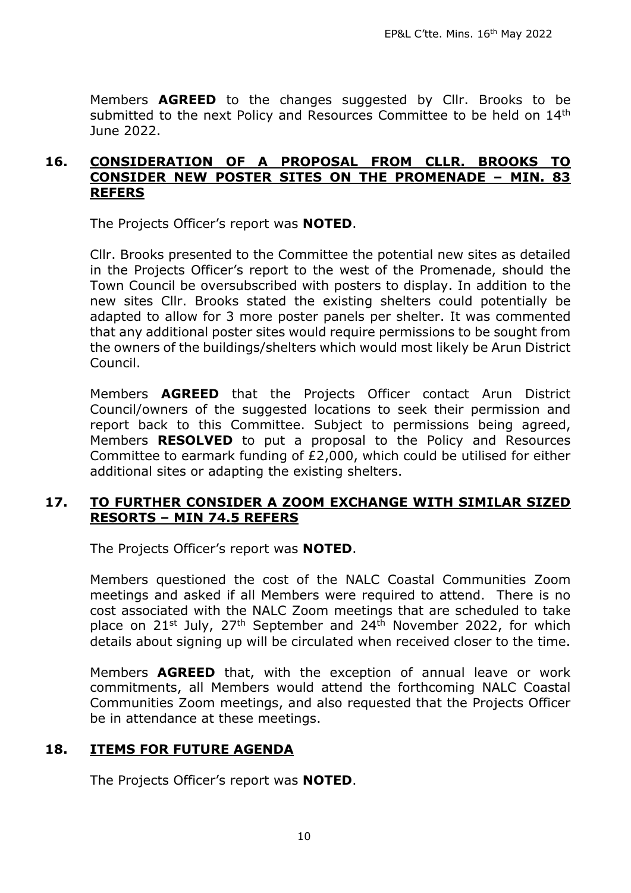Members **AGREED** to the changes suggested by Cllr. Brooks to be submitted to the next Policy and Resources Committee to be held on 14th June 2022.

## 16. CONSIDERATION OF A PROPOSAL FROM CLLR. BROOKS TO CONSIDER NEW POSTER SITES ON THE PROMENADE – MIN. 83 REFERS

The Projects Officer's report was **NOTED**.

Cllr. Brooks presented to the Committee the potential new sites as detailed in the Projects Officer's report to the west of the Promenade, should the Town Council be oversubscribed with posters to display. In addition to the new sites Cllr. Brooks stated the existing shelters could potentially be adapted to allow for 3 more poster panels per shelter. It was commented that any additional poster sites would require permissions to be sought from the owners of the buildings/shelters which would most likely be Arun District Council.

Members **AGREED** that the Projects Officer contact Arun District Council/owners of the suggested locations to seek their permission and report back to this Committee. Subject to permissions being agreed, Members **RESOLVED** to put a proposal to the Policy and Resources Committee to earmark funding of £2,000, which could be utilised for either additional sites or adapting the existing shelters.

## 17. TO FURTHER CONSIDER A ZOOM EXCHANGE WITH SIMILAR SIZED RESORTS – MIN 74.5 REFERS

The Projects Officer's report was **NOTED**.

Members questioned the cost of the NALC Coastal Communities Zoom meetings and asked if all Members were required to attend. There is no cost associated with the NALC Zoom meetings that are scheduled to take place on 21st July, 27th September and 24th November 2022, for which details about signing up will be circulated when received closer to the time.

Members **AGREED** that, with the exception of annual leave or work commitments, all Members would attend the forthcoming NALC Coastal Communities Zoom meetings, and also requested that the Projects Officer be in attendance at these meetings.

## 18. ITEMS FOR FUTURE AGENDA

The Projects Officer's report was **NOTED**.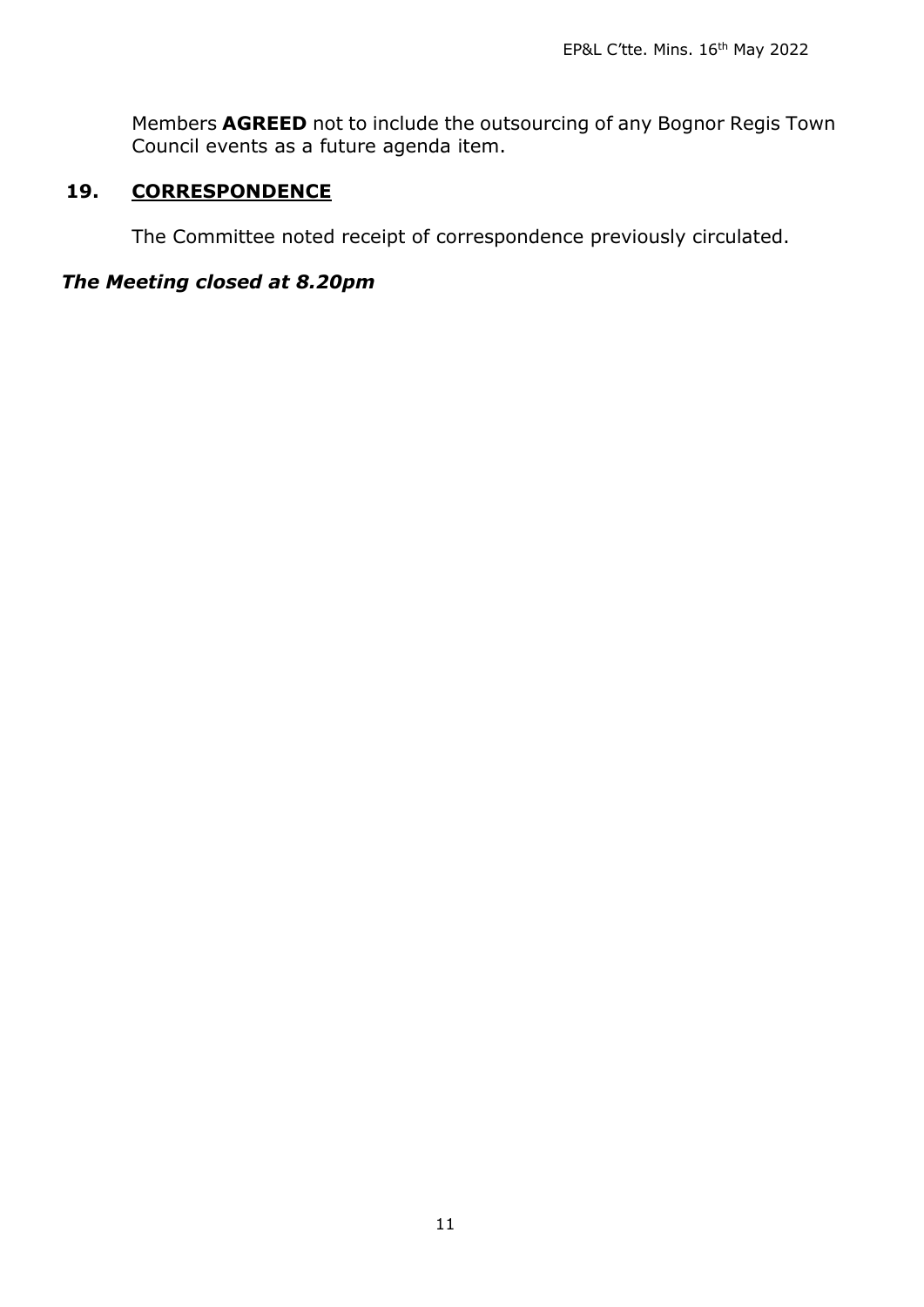Members **AGREED** not to include the outsourcing of any Bognor Regis Town Council events as a future agenda item.

## 19. CORRESPONDENCE

The Committee noted receipt of correspondence previously circulated.

***The Meeting closed at 8.20pm***